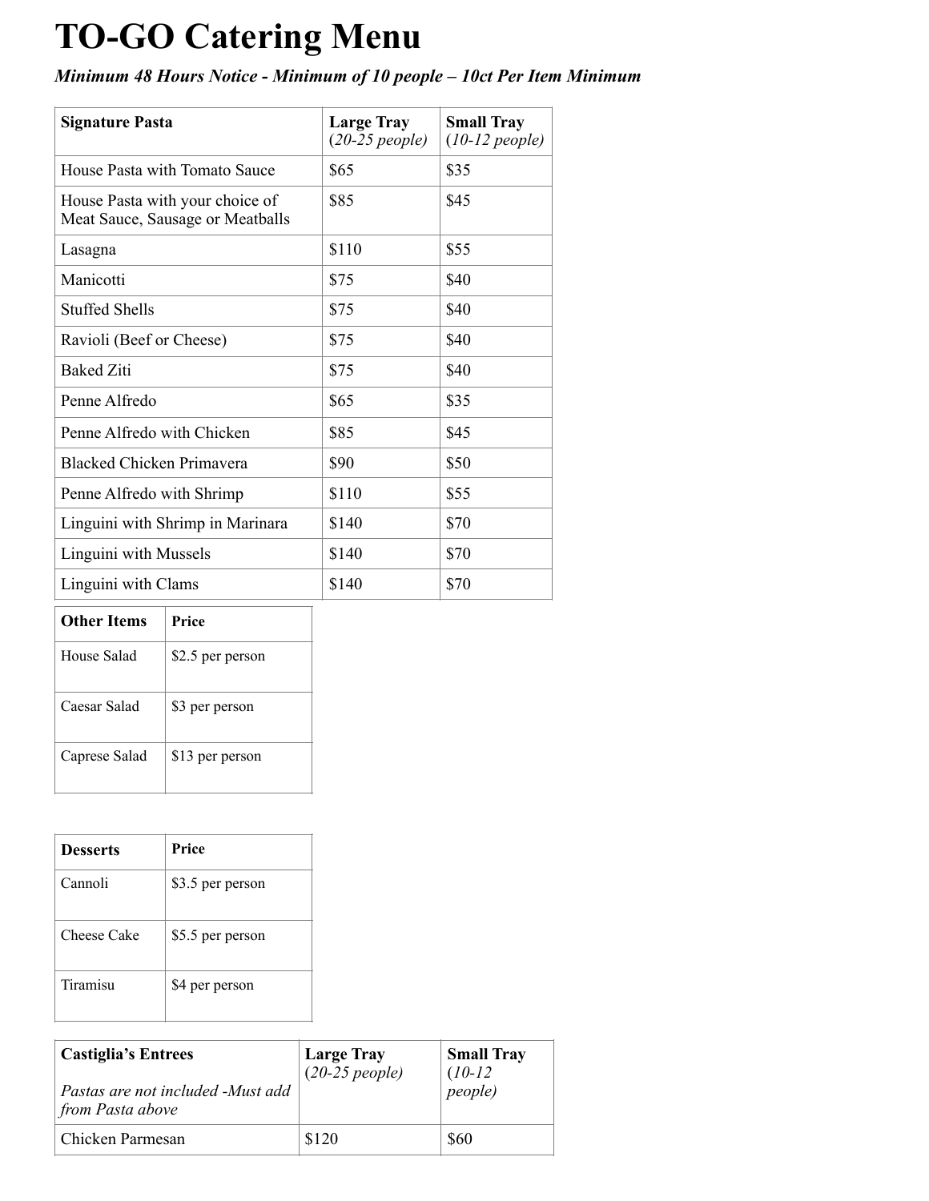# TO-GO Catering Menu

***Minimum 48 Hours Notice - Minimum of 10 people – 10ct Per Item Minimum***

| **Signature Pasta** | **Large Tray** (*20-25 people*) | **Small Tray** (*10-12 people*) |
|---|---|---|
| House Pasta with Tomato Sauce | $65 | $35 |
| House Pasta with your choice of Meat Sauce, Sausage or Meatballs | $85 | $45 |
| Lasagna | $110 | $55 |
| Manicotti | $75 | $40 |
| Stuffed Shells | $75 | $40 |
| Ravioli (Beef or Cheese) | $75 | $40 |
| Baked Ziti | $75 | $40 |
| Penne Alfredo | $65 | $35 |
| Penne Alfredo with Chicken | $85 | $45 |
| Blacked Chicken Primavera | $90 | $50 |
| Penne Alfredo with Shrimp | $110 | $55 |
| Linguini with Shrimp in Marinara | $140 | $70 |
| Linguini with Mussels | $140 | $70 |
| Linguini with Clams | $140 | $70 |

| **Other Items** | **Price** |
|---|---|
| House Salad | $2.5 per person |
| Caesar Salad | $3 per person |
| Caprese Salad | $13 per person |

| **Desserts** | **Price** |
|---|---|
| Cannoli | $3.5 per person |
| Cheese Cake | $5.5 per person |
| Tiramisu | $4 per person |

| **Castiglia's Entrees** *Pastas are not included -Must add from Pasta above* | **Large Tray** (*20-25 people*) | **Small Tray** (*10-12 people*) |
|---|---|---|
| Chicken Parmesan | $120 | $60 |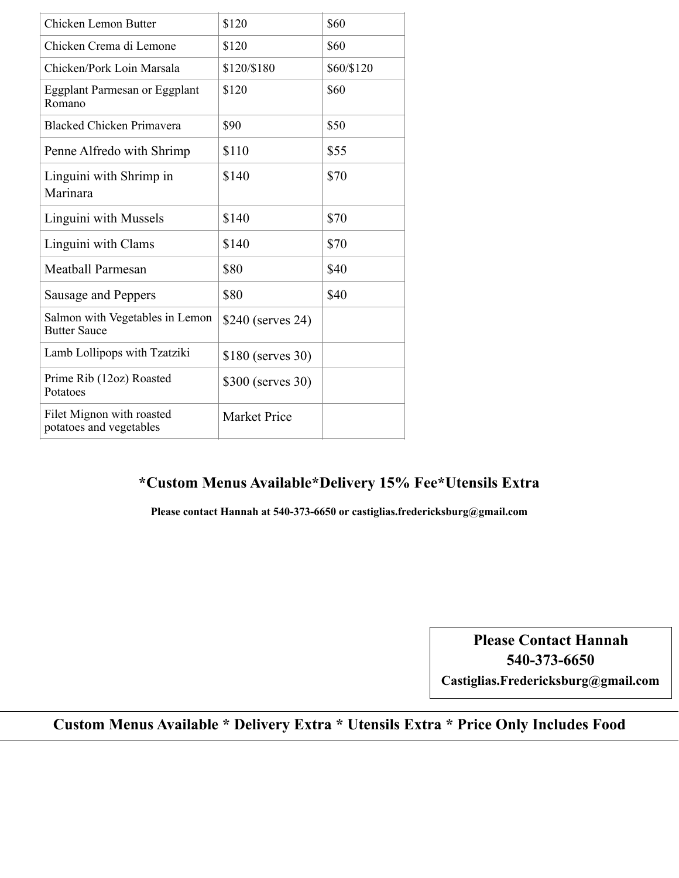| | | |
|---|---|---|
| Chicken Lemon Butter | $120 | $60 |
| Chicken Crema di Lemone | $120 | $60 |
| Chicken/Pork Loin Marsala | $120/$180 | $60/$120 |
| Eggplant Parmesan or Eggplant Romano | $120 | $60 |
| Blacked Chicken Primavera | $90 | $50 |
| Penne Alfredo with Shrimp | $110 | $55 |
| Linguini with Shrimp in Marinara | $140 | $70 |
| Linguini with Mussels | $140 | $70 |
| Linguini with Clams | $140 | $70 |
| Meatball Parmesan | $80 | $40 |
| Sausage and Peppers | $80 | $40 |
| Salmon with Vegetables in Lemon Butter Sauce | $240 (serves 24) | |
| Lamb Lollipops with Tzatziki | $180 (serves 30) | |
| Prime Rib (12oz) Roasted Potatoes | $300 (serves 30) | |
| Filet Mignon with roasted potatoes and vegetables | Market Price | |

**\*Custom Menus Available\*Delivery 15% Fee\*Utensils Extra**

**Please contact Hannah at 540-373-6650 or castiglias.fredericksburg@gmail.com**

**Please Contact Hannah**
**540-373-6650**
**Castiglias.Fredericksburg@gmail.com**

**Custom Menus Available * Delivery Extra * Utensils Extra * Price Only Includes Food**